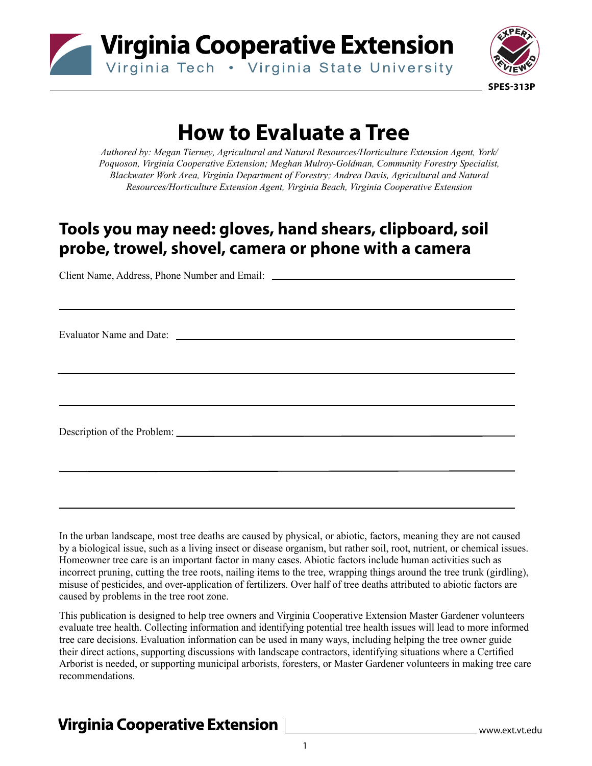Virginia Cooperative Extension
Virginia Tech • Virginia State University

SPES-313P

# How to Evaluate a Tree

*Authored by: Megan Tierney, Agricultural and Natural Resources/Horticulture Extension Agent, York/Poquoson, Virginia Cooperative Extension; Meghan Mulroy-Goldman, Community Forestry Specialist, Blackwater Work Area, Virginia Department of Forestry; Andrea Davis, Agricultural and Natural Resources/Horticulture Extension Agent, Virginia Beach, Virginia Cooperative Extension*

## Tools you may need: gloves, hand shears, clipboard, soil probe, trowel, shovel, camera or phone with a camera

Client Name, Address, Phone Number and Email: ______________________________

______________________________________________________________________

Evaluator Name and Date: ______________________________________________

______________________________________________________________________

______________________________________________________________________

Description of the Problem: _____________________________________________

______________________________________________________________________

______________________________________________________________________

In the urban landscape, most tree deaths are caused by physical, or abiotic, factors, meaning they are not caused by a biological issue, such as a living insect or disease organism, but rather soil, root, nutrient, or chemical issues. Homeowner tree care is an important factor in many cases. Abiotic factors include human activities such as incorrect pruning, cutting the tree roots, nailing items to the tree, wrapping things around the tree trunk (girdling), misuse of pesticides, and over-application of fertilizers. Over half of tree deaths attributed to abiotic factors are caused by problems in the tree root zone.

This publication is designed to help tree owners and Virginia Cooperative Extension Master Gardener volunteers evaluate tree health. Collecting information and identifying potential tree health issues will lead to more informed tree care decisions. Evaluation information can be used in many ways, including helping the tree owner guide their direct actions, supporting discussions with landscape contractors, identifying situations where a Certified Arborist is needed, or supporting municipal arborists, foresters, or Master Gardener volunteers in making tree care recommendations.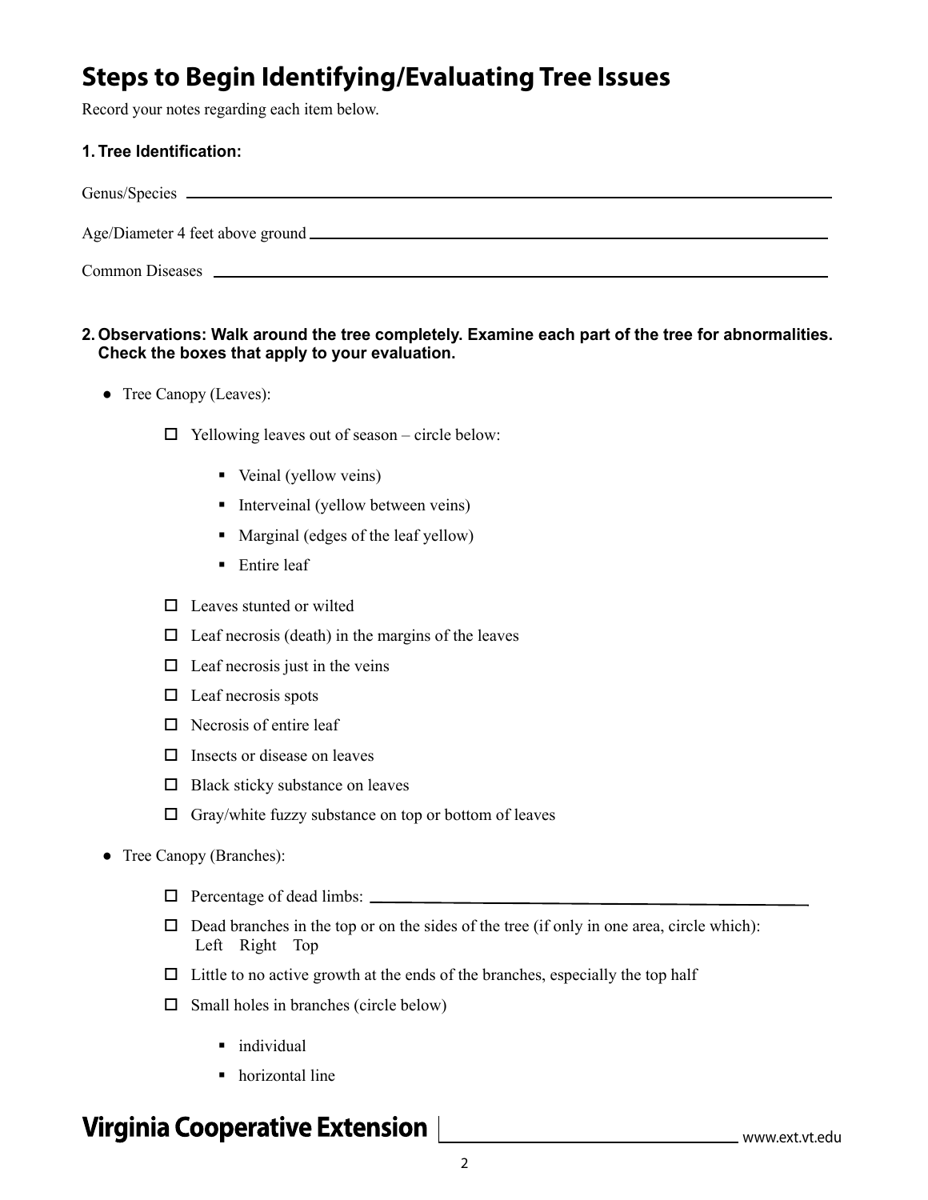## Steps to Begin Identifying/Evaluating Tree Issues

Record your notes regarding each item below.

**1. Tree Identification:**

Genus/Species ______________________________________________

Age/Diameter 4 feet above ground ______________________________________________

Common Diseases ______________________________________________

**2. Observations: Walk around the tree completely. Examine each part of the tree for abnormalities. Check the boxes that apply to your evaluation.**

- Tree Canopy (Leaves):
  - ☐ Yellowing leaves out of season – circle below:
    - Veinal (yellow veins)
    - Interveinal (yellow between veins)
    - Marginal (edges of the leaf yellow)
    - Entire leaf
  - ☐ Leaves stunted or wilted
  - ☐ Leaf necrosis (death) in the margins of the leaves
  - ☐ Leaf necrosis just in the veins
  - ☐ Leaf necrosis spots
  - ☐ Necrosis of entire leaf
  - ☐ Insects or disease on leaves
  - ☐ Black sticky substance on leaves
  - ☐ Gray/white fuzzy substance on top or bottom of leaves
- Tree Canopy (Branches):
  - ☐ Percentage of dead limbs: ______________________________________________
  - ☐ Dead branches in the top or on the sides of the tree (if only in one area, circle which): Left Right Top
  - ☐ Little to no active growth at the ends of the branches, especially the top half
  - ☐ Small holes in branches (circle below)
    - individual
    - horizontal line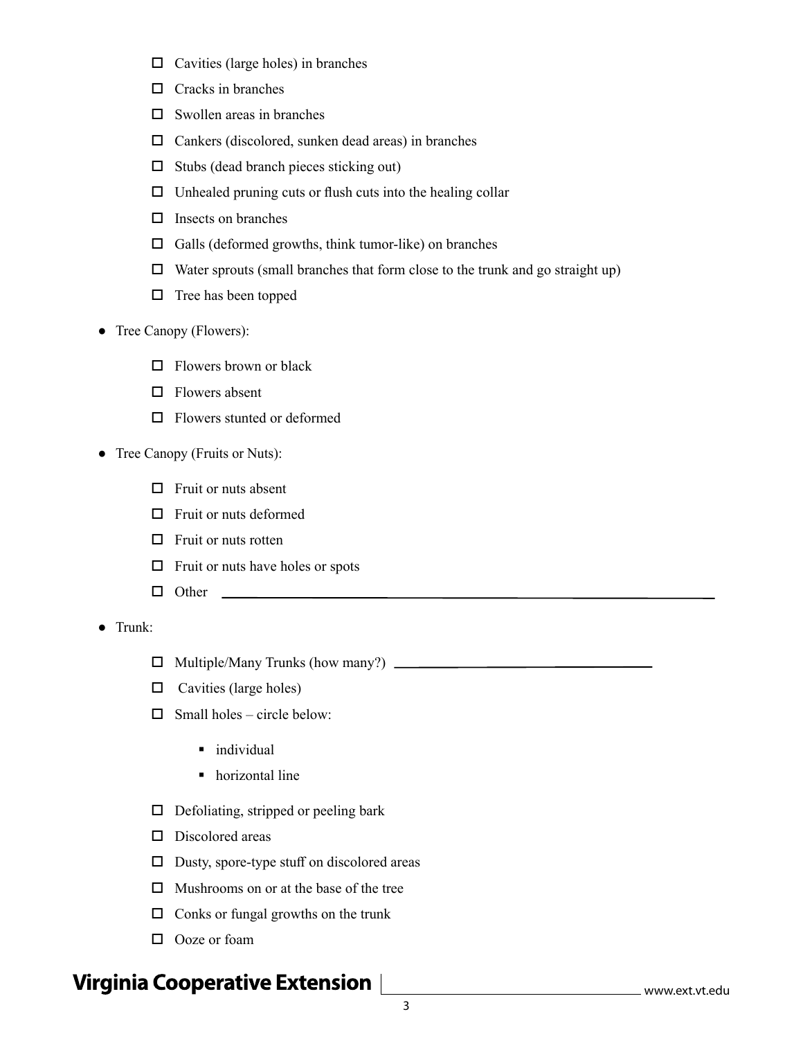- ☐ Cavities (large holes) in branches
- ☐ Cracks in branches
- ☐ Swollen areas in branches
- ☐ Cankers (discolored, sunken dead areas) in branches
- ☐ Stubs (dead branch pieces sticking out)
- ☐ Unhealed pruning cuts or flush cuts into the healing collar
- ☐ Insects on branches
- ☐ Galls (deformed growths, think tumor-like) on branches
- ☐ Water sprouts (small branches that form close to the trunk and go straight up)
- ☐ Tree has been topped

- Tree Canopy (Flowers):
  - ☐ Flowers brown or black
  - ☐ Flowers absent
  - ☐ Flowers stunted or deformed

- Tree Canopy (Fruits or Nuts):
  - ☐ Fruit or nuts absent
  - ☐ Fruit or nuts deformed
  - ☐ Fruit or nuts rotten
  - ☐ Fruit or nuts have holes or spots
  - ☐ Other ______________________________

- Trunk:
  - ☐ Multiple/Many Trunks (how many?) ____________________
  - ☐ Cavities (large holes)
  - ☐ Small holes – circle below:
    - individual
    - horizontal line
  - ☐ Defoliating, stripped or peeling bark
  - ☐ Discolored areas
  - ☐ Dusty, spore-type stuff on discolored areas
  - ☐ Mushrooms on or at the base of the tree
  - ☐ Conks or fungal growths on the trunk
  - ☐ Ooze or foam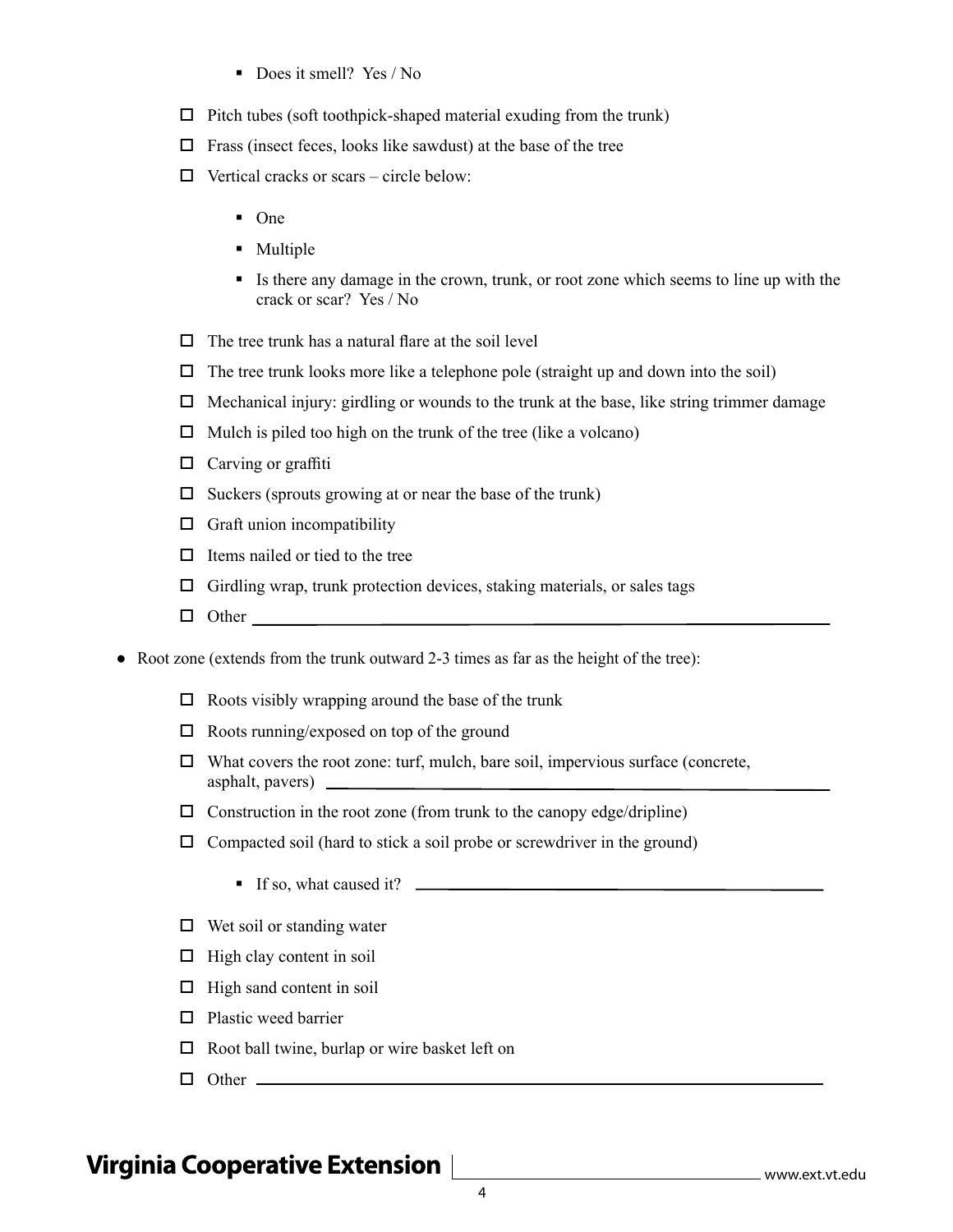- Does it smell? Yes / No

- ☐ Pitch tubes (soft toothpick-shaped material exuding from the trunk)
- ☐ Frass (insect feces, looks like sawdust) at the base of the tree
- ☐ Vertical cracks or scars – circle below:
    - One
    - Multiple
    - Is there any damage in the crown, trunk, or root zone which seems to line up with the crack or scar? Yes / No
- ☐ The tree trunk has a natural flare at the soil level
- ☐ The tree trunk looks more like a telephone pole (straight up and down into the soil)
- ☐ Mechanical injury: girdling or wounds to the trunk at the base, like string trimmer damage
- ☐ Mulch is piled too high on the trunk of the tree (like a volcano)
- ☐ Carving or graffiti
- ☐ Suckers (sprouts growing at or near the base of the trunk)
- ☐ Graft union incompatibility
- ☐ Items nailed or tied to the tree
- ☐ Girdling wrap, trunk protection devices, staking materials, or sales tags
- ☐ Other ______________________________

- Root zone (extends from the trunk outward 2-3 times as far as the height of the tree):
    - ☐ Roots visibly wrapping around the base of the trunk
    - ☐ Roots running/exposed on top of the ground
    - ☐ What covers the root zone: turf, mulch, bare soil, impervious surface (concrete, asphalt, pavers) ______________________________
    - ☐ Construction in the root zone (from trunk to the canopy edge/dripline)
    - ☐ Compacted soil (hard to stick a soil probe or screwdriver in the ground)
        - If so, what caused it? ______________________________
    - ☐ Wet soil or standing water
    - ☐ High clay content in soil
    - ☐ High sand content in soil
    - ☐ Plastic weed barrier
    - ☐ Root ball twine, burlap or wire basket left on
    - ☐ Other ______________________________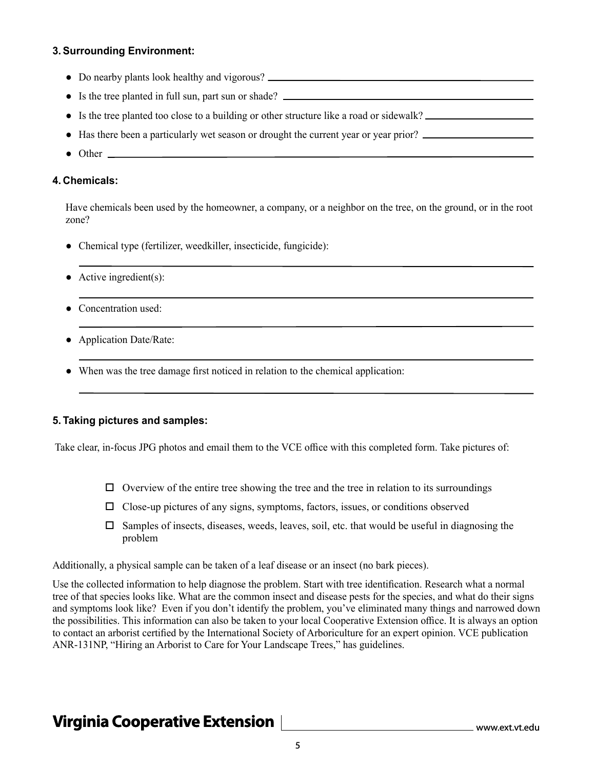### 3. Surrounding Environment:

- Do nearby plants look healthy and vigorous? ______________________________
- Is the tree planted in full sun, part sun or shade? ______________________________
- Is the tree planted too close to a building or other structure like a road or sidewalk? ______________
- Has there been a particularly wet season or drought the current year or year prior? ______________
- Other ______________________________

### 4. Chemicals:

Have chemicals been used by the homeowner, a company, or a neighbor on the tree, on the ground, or in the root zone?

- Chemical type (fertilizer, weedkiller, insecticide, fungicide):

  ______________________________
- Active ingredient(s):

  ______________________________
- Concentration used:

  ______________________________
- Application Date/Rate:

  ______________________________
- When was the tree damage first noticed in relation to the chemical application:

  ______________________________

### 5. Taking pictures and samples:

Take clear, in-focus JPG photos and email them to the VCE office with this completed form. Take pictures of:

- ☐ Overview of the entire tree showing the tree and the tree in relation to its surroundings
- ☐ Close-up pictures of any signs, symptoms, factors, issues, or conditions observed
- ☐ Samples of insects, diseases, weeds, leaves, soil, etc. that would be useful in diagnosing the problem

Additionally, a physical sample can be taken of a leaf disease or an insect (no bark pieces).

Use the collected information to help diagnose the problem. Start with tree identification. Research what a normal tree of that species looks like. What are the common insect and disease pests for the species, and what do their signs and symptoms look like? Even if you don't identify the problem, you've eliminated many things and narrowed down the possibilities. This information can also be taken to your local Cooperative Extension office. It is always an option to contact an arborist certified by the International Society of Arboriculture for an expert opinion. VCE publication ANR-131NP, "Hiring an Arborist to Care for Your Landscape Trees," has guidelines.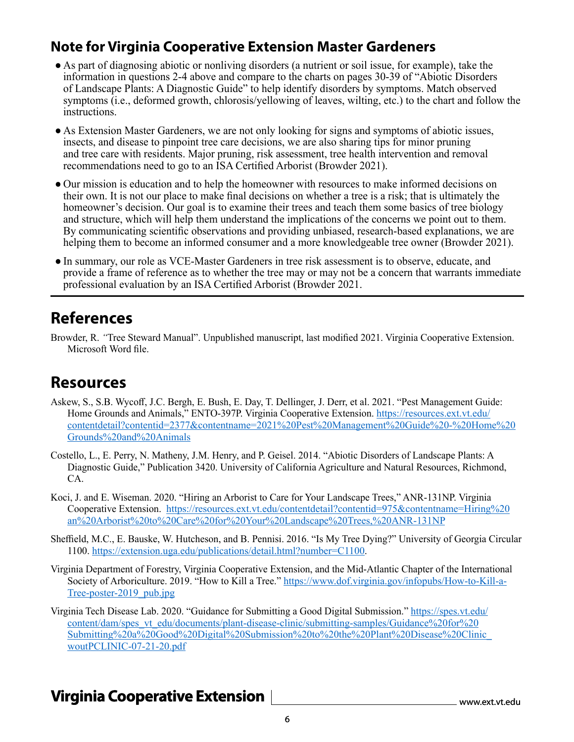## Note for Virginia Cooperative Extension Master Gardeners

- As part of diagnosing abiotic or nonliving disorders (a nutrient or soil issue, for example), take the information in questions 2-4 above and compare to the charts on pages 30-39 of "Abiotic Disorders of Landscape Plants: A Diagnostic Guide" to help identify disorders by symptoms. Match observed symptoms (i.e., deformed growth, chlorosis/yellowing of leaves, wilting, etc.) to the chart and follow the instructions.
- As Extension Master Gardeners, we are not only looking for signs and symptoms of abiotic issues, insects, and disease to pinpoint tree care decisions, we are also sharing tips for minor pruning and tree care with residents. Major pruning, risk assessment, tree health intervention and removal recommendations need to go to an ISA Certified Arborist (Browder 2021).
- Our mission is education and to help the homeowner with resources to make informed decisions on their own. It is not our place to make final decisions on whether a tree is a risk; that is ultimately the homeowner's decision. Our goal is to examine their trees and teach them some basics of tree biology and structure, which will help them understand the implications of the concerns we point out to them. By communicating scientific observations and providing unbiased, research-based explanations, we are helping them to become an informed consumer and a more knowledgeable tree owner (Browder 2021).
- In summary, our role as VCE-Master Gardeners in tree risk assessment is to observe, educate, and provide a frame of reference as to whether the tree may or may not be a concern that warrants immediate professional evaluation by an ISA Certified Arborist (Browder 2021.

# References

Browder, R. "Tree Steward Manual". Unpublished manuscript, last modified 2021. Virginia Cooperative Extension. Microsoft Word file.

# Resources

Askew, S., S.B. Wycoff, J.C. Bergh, E. Bush, E. Day, T. Dellinger, J. Derr, et al. 2021. "Pest Management Guide: Home Grounds and Animals," ENTO-397P. Virginia Cooperative Extension. https://resources.ext.vt.edu/contentdetail?contentid=2377&contentname=2021%20Pest%20Management%20Guide%20-%20Home%20Grounds%20and%20Animals

Costello, L., E. Perry, N. Matheny, J.M. Henry, and P. Geisel. 2014. "Abiotic Disorders of Landscape Plants: A Diagnostic Guide," Publication 3420. University of California Agriculture and Natural Resources, Richmond, CA.

Koci, J. and E. Wiseman. 2020. "Hiring an Arborist to Care for Your Landscape Trees," ANR-131NP. Virginia Cooperative Extension. https://resources.ext.vt.edu/contentdetail?contentid=975&contentname=Hiring%20an%20Arborist%20to%20Care%20for%20Your%20Landscape%20Trees,%20ANR-131NP

Sheffield, M.C., E. Bauske, W. Hutcheson, and B. Pennisi. 2016. "Is My Tree Dying?" University of Georgia Circular 1100. https://extension.uga.edu/publications/detail.html?number=C1100.

Virginia Department of Forestry, Virginia Cooperative Extension, and the Mid-Atlantic Chapter of the International Society of Arboriculture. 2019. "How to Kill a Tree." https://www.dof.virginia.gov/infopubs/How-to-Kill-a-Tree-poster-2019_pub.jpg

Virginia Tech Disease Lab. 2020. "Guidance for Submitting a Good Digital Submission." https://spes.vt.edu/content/dam/spes_vt_edu/documents/plant-disease-clinic/submitting-samples/Guidance%20for%20Submitting%20a%20Good%20Digital%20Submission%20to%20the%20Plant%20Disease%20Clinic_woutPCLINIC-07-21-20.pdf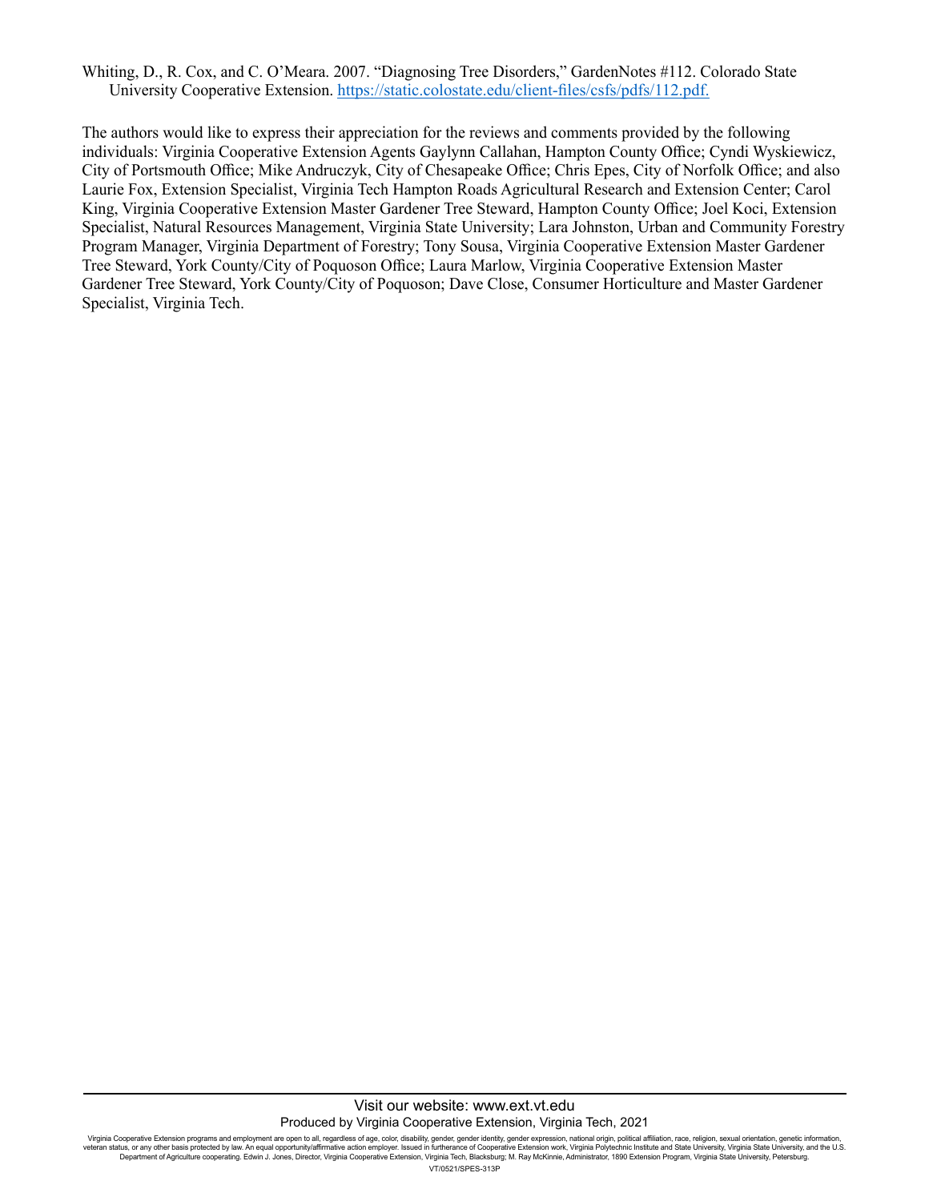Whiting, D., R. Cox, and C. O'Meara. 2007. "Diagnosing Tree Disorders," GardenNotes #112. Colorado State University Cooperative Extension. https://static.colostate.edu/client-files/csfs/pdfs/112.pdf.

The authors would like to express their appreciation for the reviews and comments provided by the following individuals: Virginia Cooperative Extension Agents Gaylynn Callahan, Hampton County Office; Cyndi Wyskiewicz, City of Portsmouth Office; Mike Andruczyk, City of Chesapeake Office; Chris Epes, City of Norfolk Office; and also Laurie Fox, Extension Specialist, Virginia Tech Hampton Roads Agricultural Research and Extension Center; Carol King, Virginia Cooperative Extension Master Gardener Tree Steward, Hampton County Office; Joel Koci, Extension Specialist, Natural Resources Management, Virginia State University; Lara Johnston, Urban and Community Forestry Program Manager, Virginia Department of Forestry; Tony Sousa, Virginia Cooperative Extension Master Gardener Tree Steward, York County/City of Poquoson Office; Laura Marlow, Virginia Cooperative Extension Master Gardener Tree Steward, York County/City of Poquoson; Dave Close, Consumer Horticulture and Master Gardener Specialist, Virginia Tech.

Visit our website: www.ext.vt.edu

Produced by Virginia Cooperative Extension, Virginia Tech, 2021

Virginia Cooperative Extension programs and employment are open to all, regardless of age, color, disability, gender, gender identity, gender expression, national origin, political affiliation, race, religion, sexual orientation, genetic information, veteran status, or any other basis protected by law. An equal opportunity/affirmative action employer. Issued in furtherance of Cooperative Extension work, Virginia Polytechnic Institute and State University, Virginia State University, and the U.S. Department of Agriculture cooperating. Edwin J. Jones, Director, Virginia Cooperative Extension, Virginia Tech, Blacksburg; M. Ray McKinnie, Administrator, 1890 Extension Program, Virginia State University, Petersburg.

VT/0521/SPES-313P